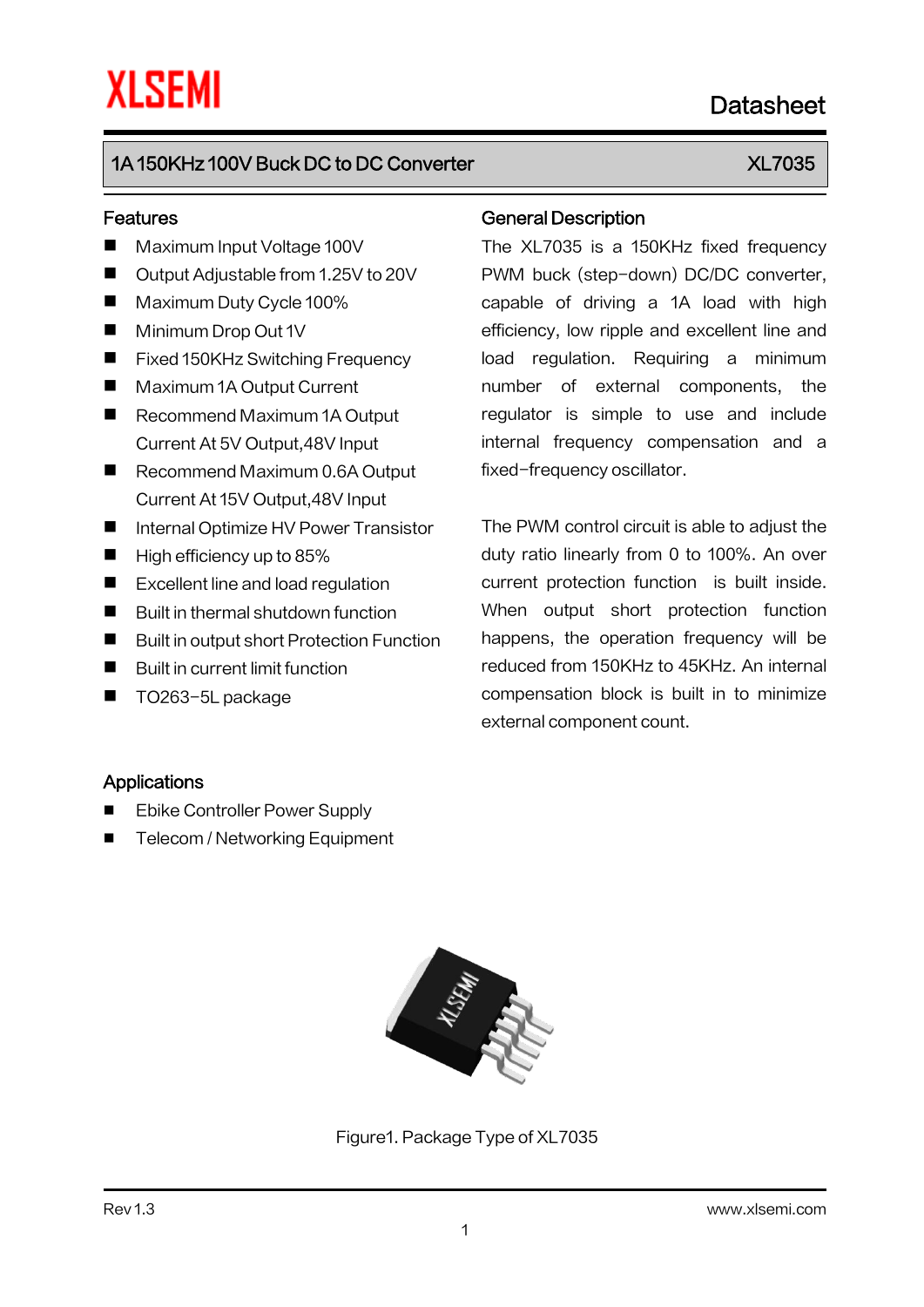# XLSEMI

Datasheet

## 1A 150KHz 100V Buck DC to DC Converter — XL7035

### Features

- Maximum Input Voltage 100V
- Output Adjustable from 1.25V to 20V
- Maximum Duty Cycle 100%
- Minimum Drop Out 1V
- Fixed 150KHz Switching Frequency
- Maximum 1A Output Current
- Recommend Maximum 1A Output Current At 5V Output,48V Input
- Recommend Maximum 0.6A Output Current At 15V Output,48V Input
- Internal Optimize HV Power Transistor
- High efficiency up to 85%
- Excellent line and load regulation
- Built in thermal shutdown function
- Built in output short Protection Function
- Built in current limit function
- TO263-5L package

### Applications

- Ebike Controller Power Supply
- Telecom / Networking Equipment

### General Description

The XL7035 is a 150KHz fixed frequency PWM buck (step-down) DC/DC converter, capable of driving a 1A load with high efficiency, low ripple and excellent line and load regulation. Requiring a minimum number of external components, the regulator is simple to use and include internal frequency compensation and a fixed-frequency oscillator.

The PWM control circuit is able to adjust the duty ratio linearly from 0 to 100%. An over current protection function is built inside. When output short protection function happens, the operation frequency will be reduced from 150KHz to 45KHz. An internal compensation block is built in to minimize external component count.

Figure1. Package Type of XL7035

Rev 1.3

www.xlsemi.com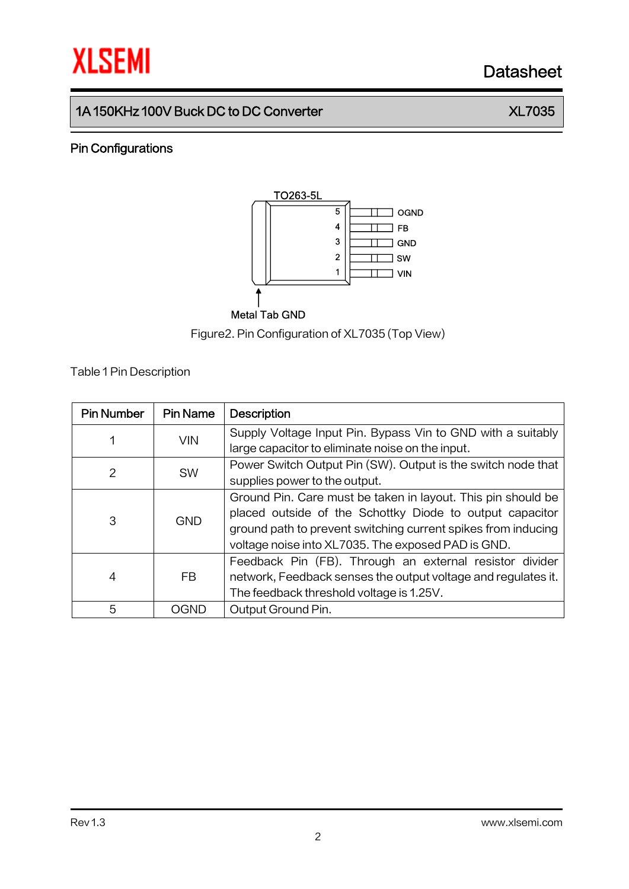## Pin Configurations

TO263-5L

5 OGND
4 FB
3 GND
2 SW
1 VIN

Metal Tab GND

Figure2. Pin Configuration of XL7035 (Top View)

Table 1 Pin Description

| Pin Number | Pin Name | Description |
|---|---|---|
| 1 | VIN | Supply Voltage Input Pin. Bypass Vin to GND with a suitably large capacitor to eliminate noise on the input. |
| 2 | SW | Power Switch Output Pin (SW). Output is the switch node that supplies power to the output. |
| 3 | GND | Ground Pin. Care must be taken in layout. This pin should be placed outside of the Schottky Diode to output capacitor ground path to prevent switching current spikes from inducing voltage noise into XL7035. The exposed PAD is GND. |
| 4 | FB | Feedback Pin (FB). Through an external resistor divider network, Feedback senses the output voltage and regulates it. The feedback threshold voltage is 1.25V. |
| 5 | OGND | Output Ground Pin. |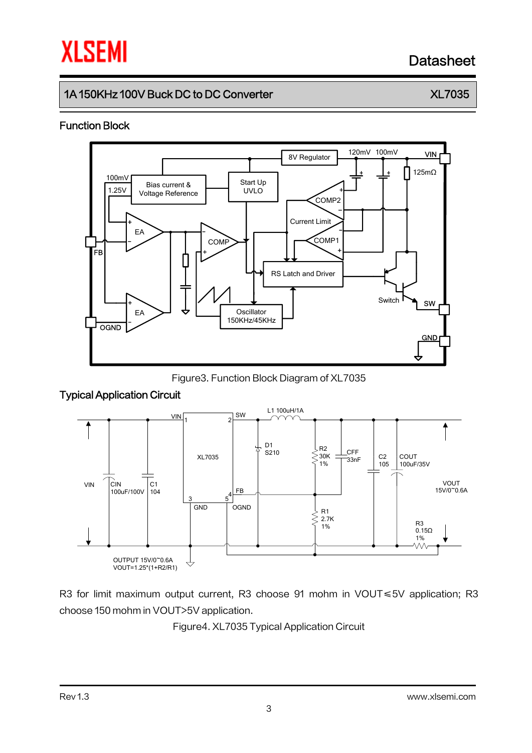## Function Block

8V Regulator
120mV 100mV
VIN
125mΩ
100mV
1.25V
Bias current & Voltage Reference
Start Up UVLO
COMP2
Current Limit
COMP1
EA
COMP
FB
RS Latch and Driver
Switch
SW
EA
OGND
Oscillator 150KHz/45KHz
GND

Figure3. Function Block Diagram of XL7035

## Typical Application Circuit

VIN
1
XL7035
2
SW
L1 100uH/1A
D1 S210
R2 30K 1%
CFF 33nF
C2 105
COUT 100uF/35V
VOUT 15V/0~0.6A
VIN
CIN 100uF/100V
C1 104
3
GND
5
OGND
4
FB
R1 2.7K 1%
R3 0.15Ω 1%
OUTPUT 15V/0~0.6A
VOUT=1.25*(1+R2/R1)

R3 for limit maximum output current, R3 choose 91 mohm in VOUT≤5V application; R3 choose 150 mohm in VOUT>5V application.

Figure4. XL7035 Typical Application Circuit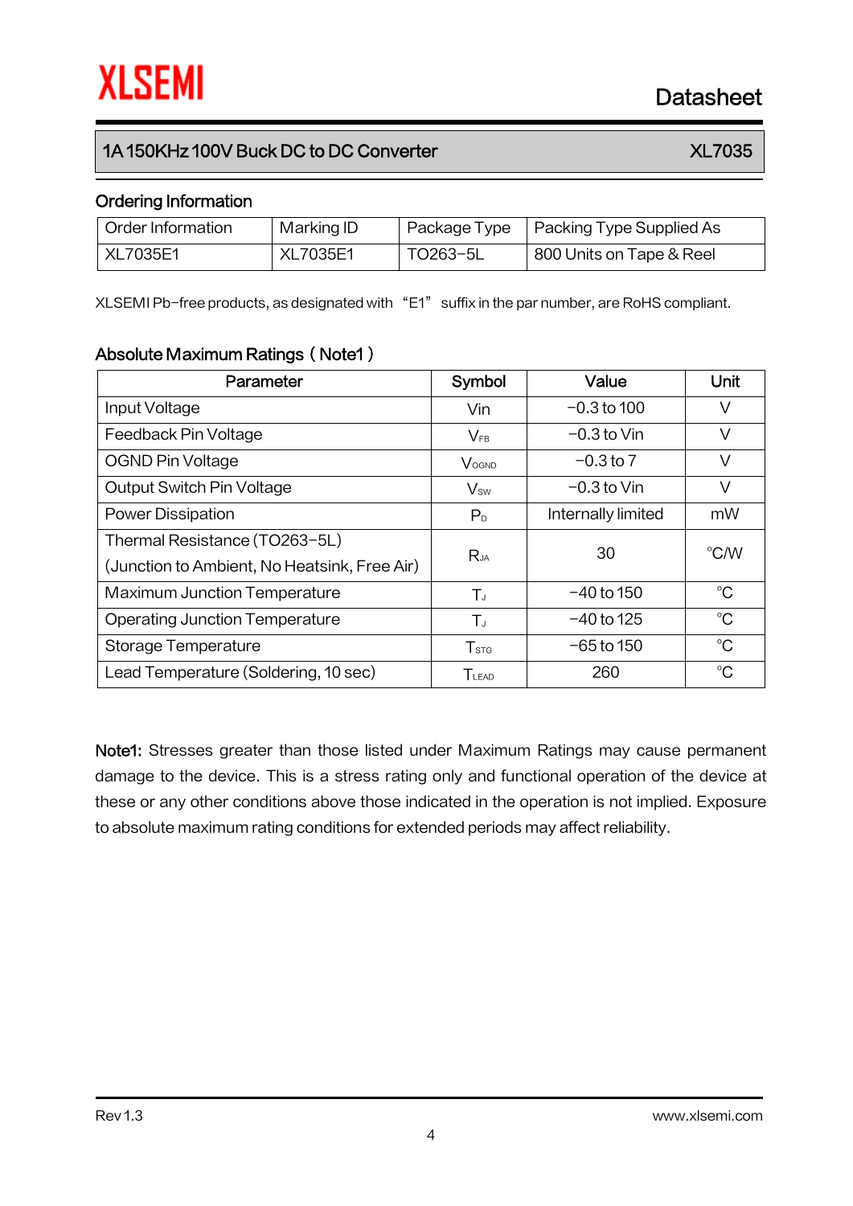## Ordering Information

| Order Information | Marking ID | Package Type | Packing Type Supplied As |
|---|---|---|---|
| XL7035E1 | XL7035E1 | TO263-5L | 800 Units on Tape & Reel |

XLSEMI Pb-free products, as designated with "E1" suffix in the par number, are RoHS compliant.

## Absolute Maximum Ratings ( Note1 )

| Parameter | Symbol | Value | Unit |
|---|---|---|---|
| Input Voltage | Vin | -0.3 to 100 | V |
| Feedback Pin Voltage | $V_{FB}$ | -0.3 to Vin | V |
| OGND Pin Voltage | $V_{OGND}$ | -0.3 to 7 | V |
| Output Switch Pin Voltage | $V_{SW}$ | -0.3 to Vin | V |
| Power Dissipation | $P_D$ | Internally limited | mW |
| Thermal Resistance (TO263-5L) (Junction to Ambient, No Heatsink, Free Air) | $R_{JA}$ | 30 | °C/W |
| Maximum Junction Temperature | $T_J$ | -40 to 150 | °C |
| Operating Junction Temperature | $T_J$ | -40 to 125 | °C |
| Storage Temperature | $T_{STG}$ | -65 to 150 | °C |
| Lead Temperature (Soldering, 10 sec) | $T_{LEAD}$ | 260 | °C |

**Note1:** Stresses greater than those listed under Maximum Ratings may cause permanent damage to the device. This is a stress rating only and functional operation of the device at these or any other conditions above those indicated in the operation is not implied. Exposure to absolute maximum rating conditions for extended periods may affect reliability.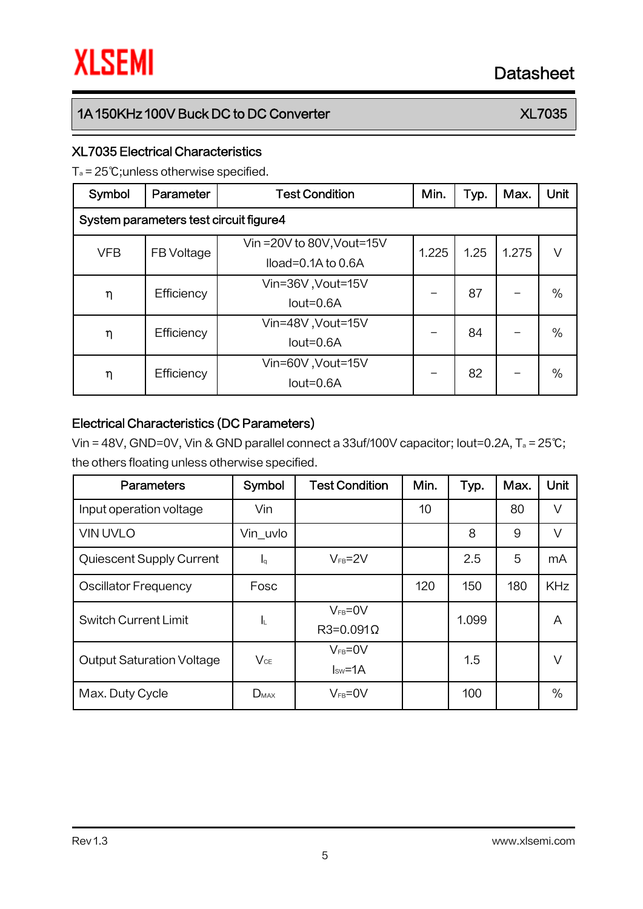## XL7035 Electrical Characteristics

$T_a$ = 25℃;unless otherwise specified.

| Symbol | Parameter | Test Condition | Min. | Typ. | Max. | Unit |
|---|---|---|---|---|---|---|
| System parameters test circuit figure4 | | | | | | |
| VFB | FB Voltage | Vin =20V to 80V,Vout=15V Iload=0.1A to 0.6A | 1.225 | 1.25 | 1.275 | V |
| η | Efficiency | Vin=36V ,Vout=15V Iout=0.6A | – | 87 | – | % |
| η | Efficiency | Vin=48V ,Vout=15V Iout=0.6A | – | 84 | – | % |
| η | Efficiency | Vin=60V ,Vout=15V Iout=0.6A | – | 82 | – | % |

## Electrical Characteristics (DC Parameters)

Vin = 48V, GND=0V, Vin & GND parallel connect a 33uf/100V capacitor; Iout=0.2A, $T_a$ = 25℃; the others floating unless otherwise specified.

| Parameters | Symbol | Test Condition | Min. | Typ. | Max. | Unit |
|---|---|---|---|---|---|---|
| Input operation voltage | Vin | | 10 | | 80 | V |
| VIN UVLO | Vin_uvlo | | | 8 | 9 | V |
| Quiescent Supply Current | $I_q$ | $V_{FB}$=2V | | 2.5 | 5 | mA |
| Oscillator Frequency | Fosc | | 120 | 150 | 180 | KHz |
| Switch Current Limit | $I_L$ | $V_{FB}$=0V R3=0.091Ω | | 1.099 | | A |
| Output Saturation Voltage | $V_{CE}$ | $V_{FB}$=0V $I_{SW}$=1A | | 1.5 | | V |
| Max. Duty Cycle | $D_{MAX}$ | $V_{FB}$=0V | | 100 | | % |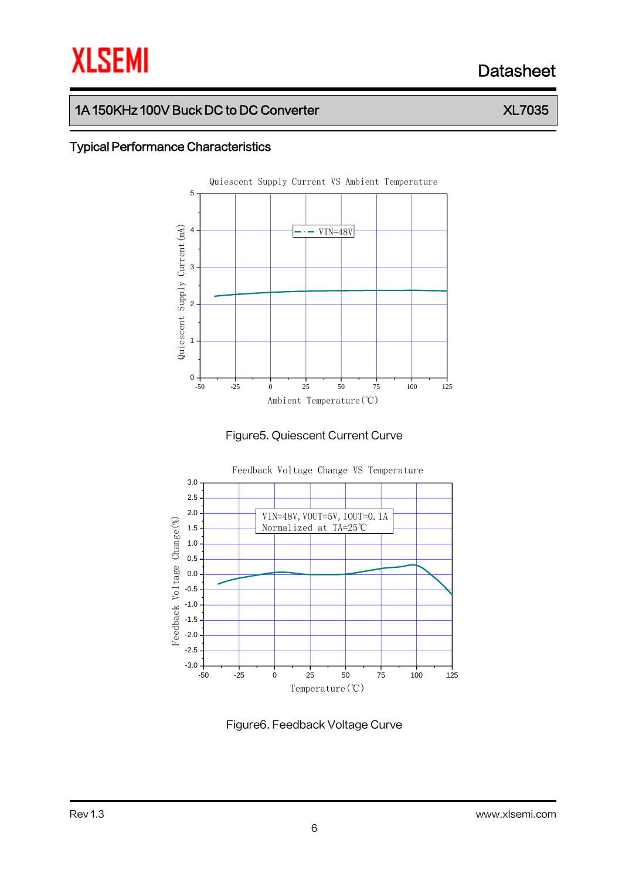## Typical Performance Characteristics

Quiescent Supply Current VS Ambient Temperature

Quiescent Supply Current (mA)

5
4
3
2
1
0

VIN=48V

-50 -25 0 25 50 75 100 125

Ambient Temperature (℃)

Figure5. Quiescent Current Curve

Feedback Voltage Change VS Temperature

Feedback Voltage Change (%)

3.0
2.5
2.0
1.5
1.0
0.5
0.0
-0.5
-1.0
-1.5
-2.0
-2.5
-3.0

VIN=48V, VOUT=5V, IOUT=0.1A
Normalized at TA=25℃

-50 -25 0 25 50 75 100 125

Temperature (℃)

Figure6. Feedback Voltage Curve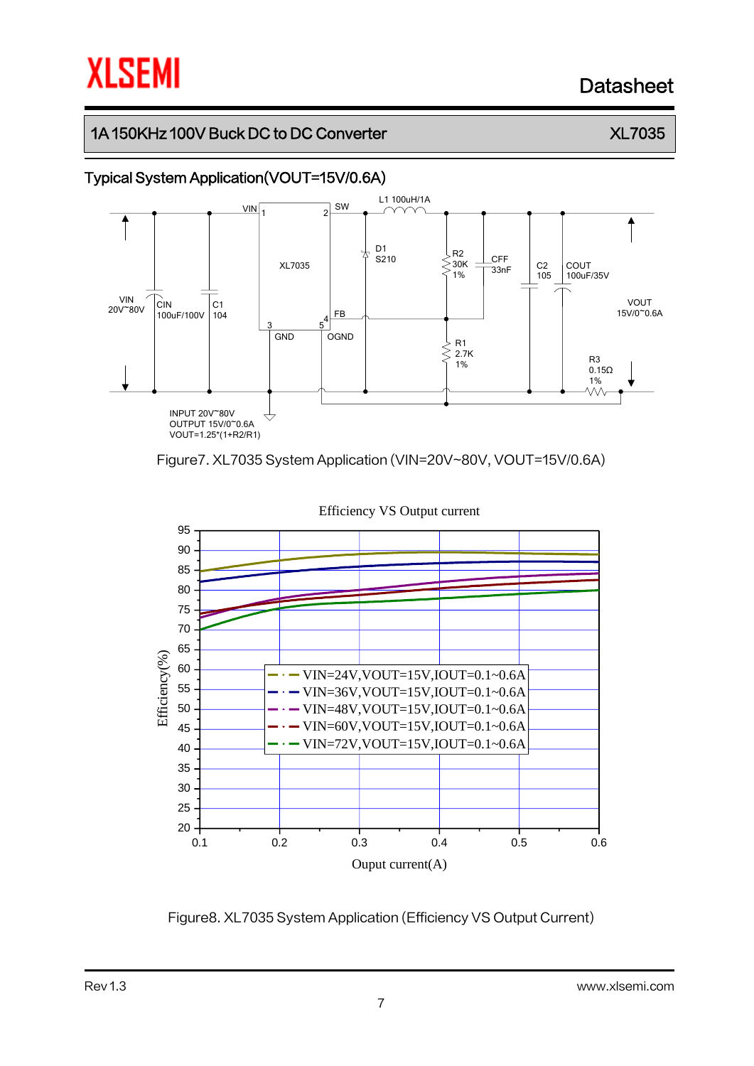## Typical System Application(VOUT=15V/0.6A)

VIN
20V~80V
CIN
100uF/100V
C1
104
VIN 1
2 SW
XL7035
3 GND
4 FB
5 OGND
L1 100uH/1A
D1
S210
R2
30K
1%
CFF
33nF
C2
105
COUT
100uF/35V
R1
2.7K
1%
R3
0.15Ω
1%
VOUT
15V/0~0.6A
INPUT 20V~80V
OUTPUT 15V/0~0.6A
VOUT=1.25*(1+R2/R1)

Figure7. XL7035 System Application (VIN=20V~80V, VOUT=15V/0.6A)

Efficiency VS Output current

Efficiency(%)

Ouput current(A)

95
90
85
80
75
70
65
60
55
50
45
40
35
30
25
20

0.1
0.2
0.3
0.4
0.5
0.6

VIN=24V,VOUT=15V,IOUT=0.1~0.6A
VIN=36V,VOUT=15V,IOUT=0.1~0.6A
VIN=48V,VOUT=15V,IOUT=0.1~0.6A
VIN=60V,VOUT=15V,IOUT=0.1~0.6A
VIN=72V,VOUT=15V,IOUT=0.1~0.6A

Figure8. XL7035 System Application (Efficiency VS Output Current)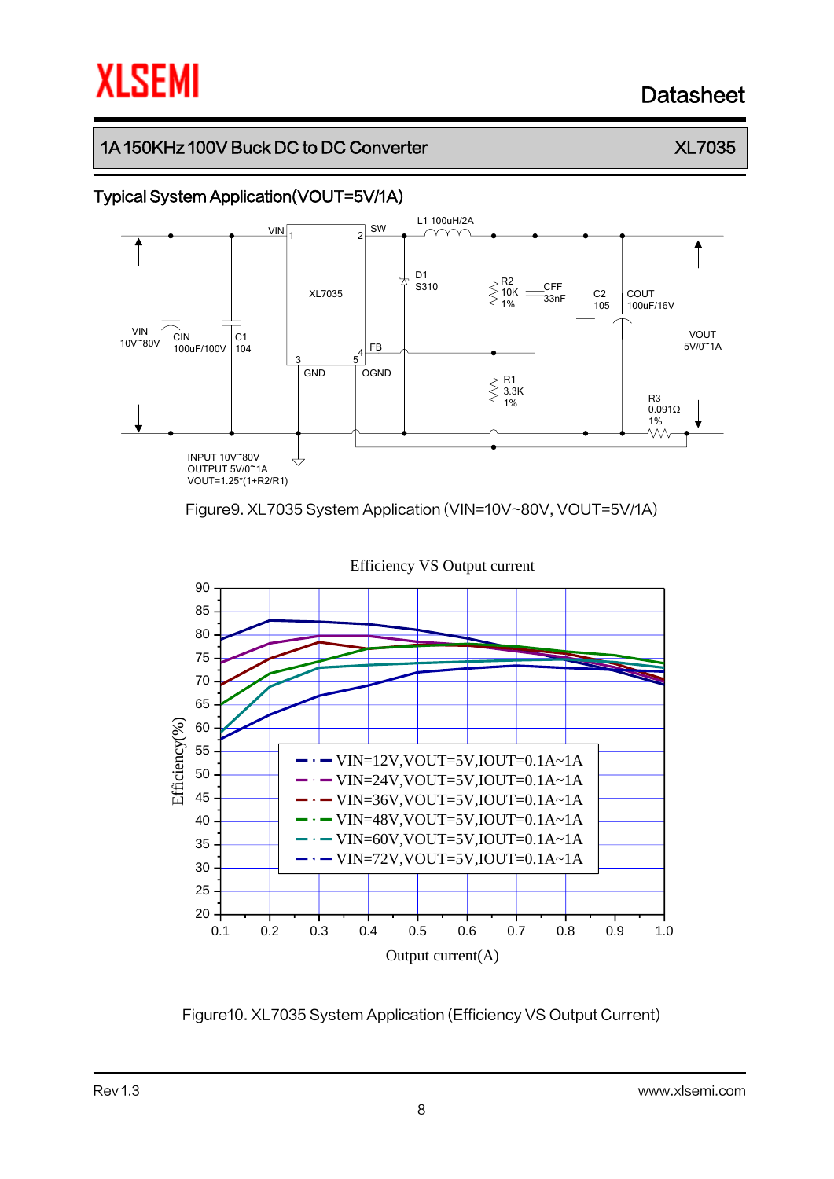## Typical System Application(VOUT=5V/1A)

VIN
10V~80V

CIN
100uF/100V

C1
104

VIN 1

XL7035

2 SW

3 GND

4 FB

5 OGND

L1 100uH/2A

D1
S310

R2
10K
1%

CFF
33nF

C2
105

COUT
100uF/16V

VOUT
5V/0~1A

R1
3.3K
1%

R3
0.091Ω
1%

INPUT 10V~80V
OUTPUT 5V/0~1A
VOUT=1.25*(1+R2/R1)

Figure9. XL7035 System Application (VIN=10V~80V, VOUT=5V/1A)

Efficiency VS Output current

Efficiency(%)

90
85
80
75
70
65
60
55
50
45
40
35
30
25
20

0.1 0.2 0.3 0.4 0.5 0.6 0.7 0.8 0.9 1.0

Output current(A)

VIN=12V,VOUT=5V,IOUT=0.1A~1A
VIN=24V,VOUT=5V,IOUT=0.1A~1A
VIN=36V,VOUT=5V,IOUT=0.1A~1A
VIN=48V,VOUT=5V,IOUT=0.1A~1A
VIN=60V,VOUT=5V,IOUT=0.1A~1A
VIN=72V,VOUT=5V,IOUT=0.1A~1A

Figure10. XL7035 System Application (Efficiency VS Output Current)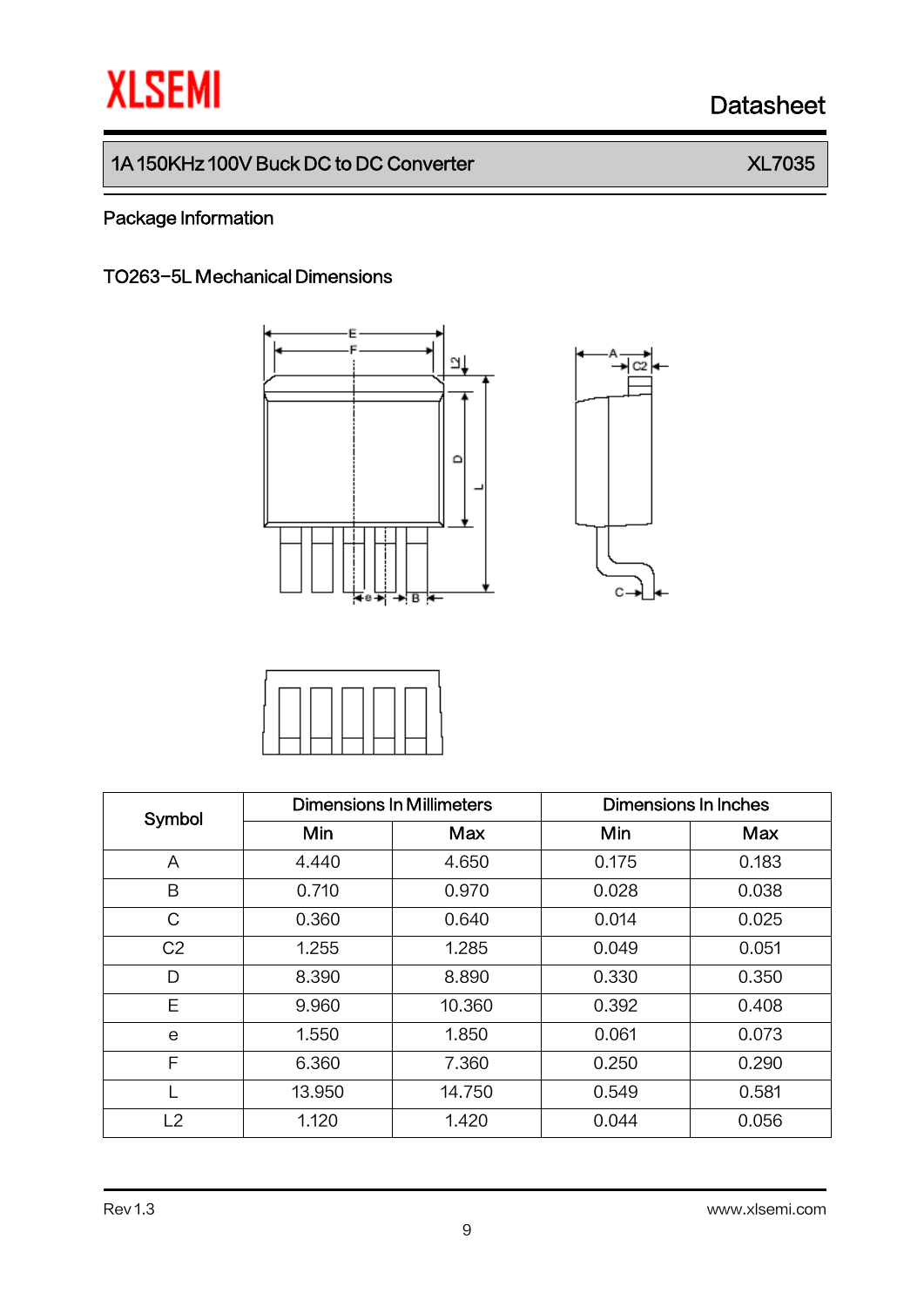1A 150KHz 100V Buck DC to DC Converter XL7035

## Package Information

### TO263-5L Mechanical Dimensions

E
F
L2
D
L
e
B
A
C2
C

| Symbol | Dimensions In Millimeters | | Dimensions In Inches | |
|---|---|---|---|---|
| | Min | Max | Min | Max |
| A | 4.440 | 4.650 | 0.175 | 0.183 |
| B | 0.710 | 0.970 | 0.028 | 0.038 |
| C | 0.360 | 0.640 | 0.014 | 0.025 |
| C2 | 1.255 | 1.285 | 0.049 | 0.051 |
| D | 8.390 | 8.890 | 0.330 | 0.350 |
| E | 9.960 | 10.360 | 0.392 | 0.408 |
| e | 1.550 | 1.850 | 0.061 | 0.073 |
| F | 6.360 | 7.360 | 0.250 | 0.290 |
| L | 13.950 | 14.750 | 0.549 | 0.581 |
| L2 | 1.120 | 1.420 | 0.044 | 0.056 |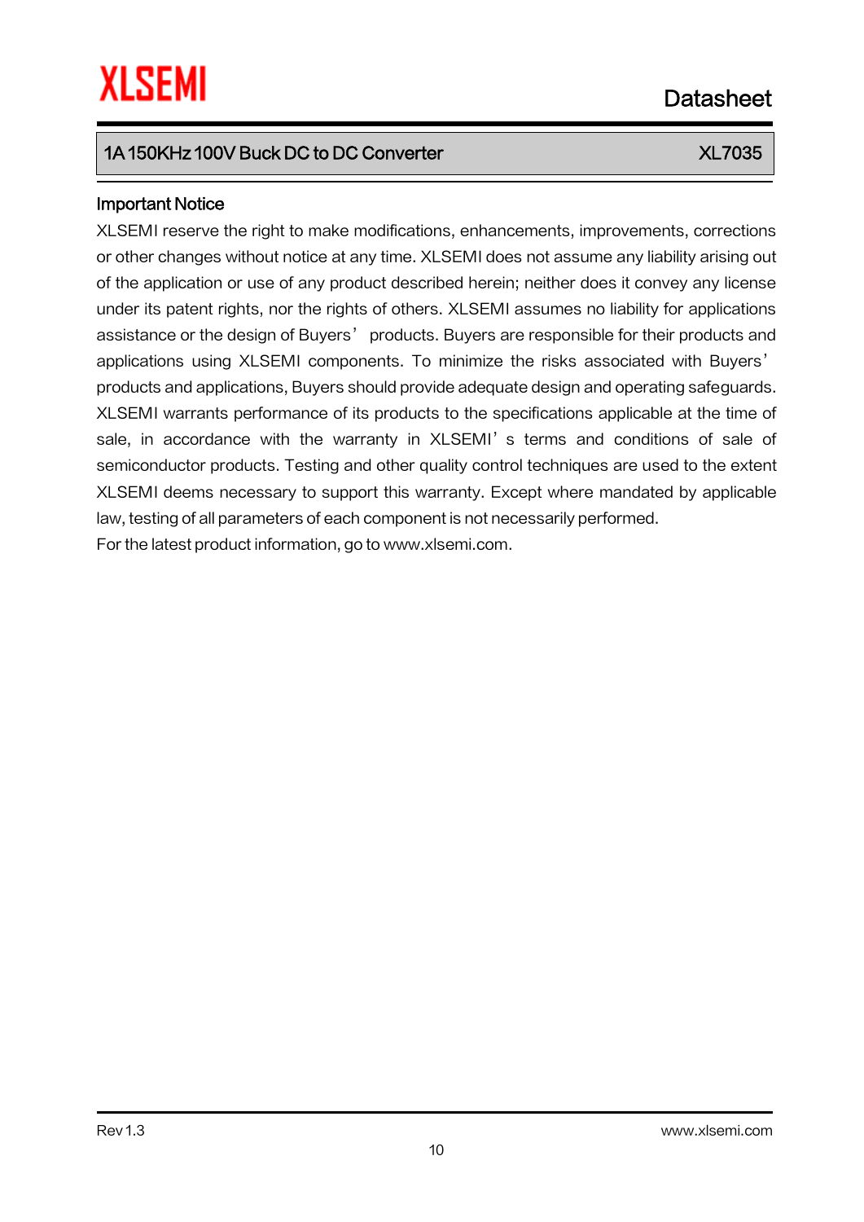## Important Notice

XLSEMI reserve the right to make modifications, enhancements, improvements, corrections or other changes without notice at any time. XLSEMI does not assume any liability arising out of the application or use of any product described herein; neither does it convey any license under its patent rights, nor the rights of others. XLSEMI assumes no liability for applications assistance or the design of Buyers' products. Buyers are responsible for their products and applications using XLSEMI components. To minimize the risks associated with Buyers' products and applications, Buyers should provide adequate design and operating safeguards. XLSEMI warrants performance of its products to the specifications applicable at the time of sale, in accordance with the warranty in XLSEMI's terms and conditions of sale of semiconductor products. Testing and other quality control techniques are used to the extent XLSEMI deems necessary to support this warranty. Except where mandated by applicable law, testing of all parameters of each component is not necessarily performed.

For the latest product information, go to www.xlsemi.com.